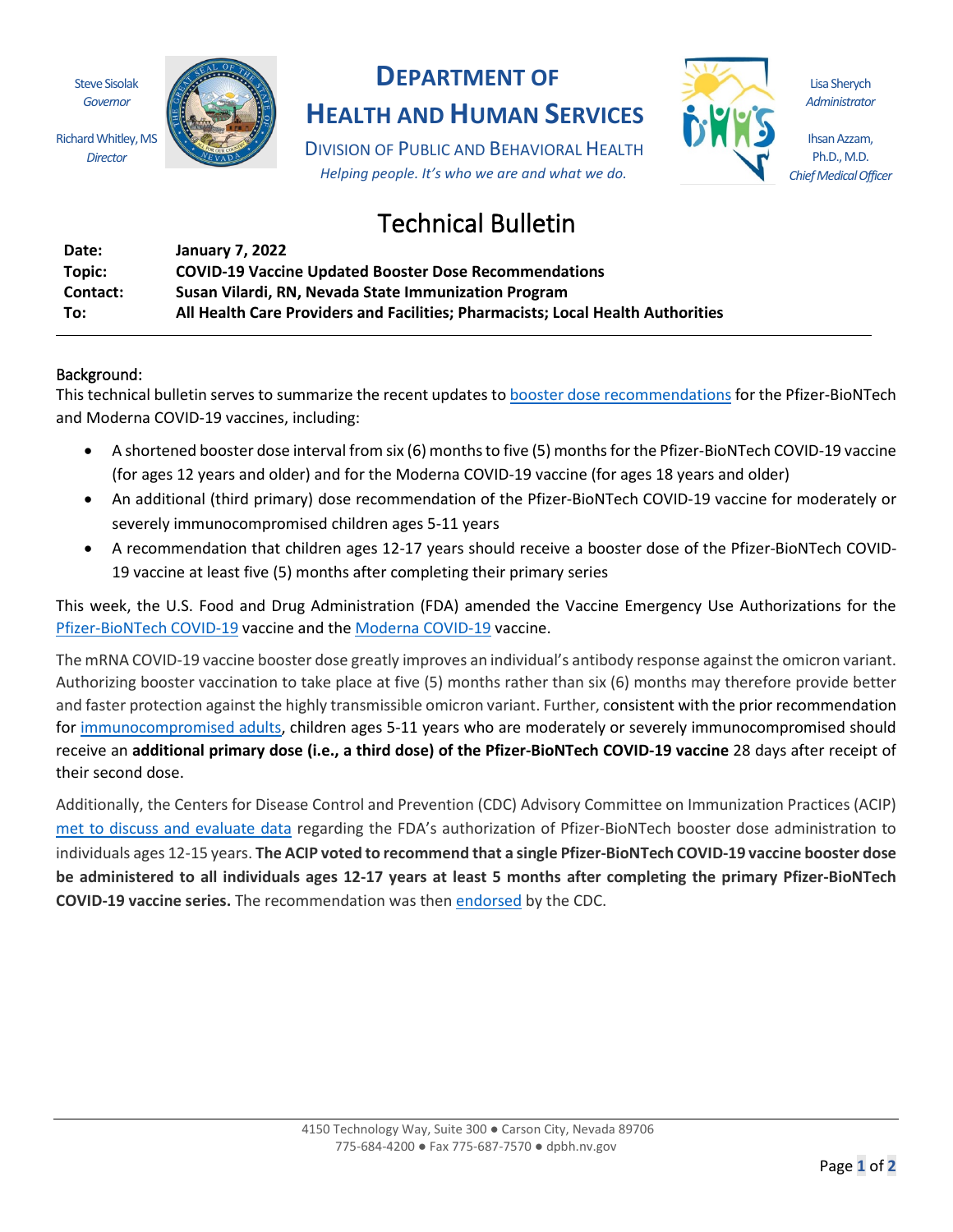Steve Sisolak
*Governor*

Richard Whitley, MS
*Director*

# DEPARTMENT OF HEALTH AND HUMAN SERVICES

DIVISION OF PUBLIC AND BEHAVIORAL HEALTH

*Helping people. It's who we are and what we do.*

Lisa Sherych
*Administrator*

Ihsan Azzam, Ph.D., M.D.
*Chief Medical Officer*

## Technical Bulletin

**Date:** **January 7, 2022**
**Topic:** **COVID-19 Vaccine Updated Booster Dose Recommendations**
**Contact:** **Susan Vilardi, RN, Nevada State Immunization Program**
**To:** **All Health Care Providers and Facilities; Pharmacists; Local Health Authorities**

---

### Background:

This technical bulletin serves to summarize the recent updates to booster dose recommendations for the Pfizer-BioNTech and Moderna COVID-19 vaccines, including:

- A shortened booster dose interval from six (6) months to five (5) months for the Pfizer-BioNTech COVID-19 vaccine (for ages 12 years and older) and for the Moderna COVID-19 vaccine (for ages 18 years and older)
- An additional (third primary) dose recommendation of the Pfizer-BioNTech COVID-19 vaccine for moderately or severely immunocompromised children ages 5-11 years
- A recommendation that children ages 12-17 years should receive a booster dose of the Pfizer-BioNTech COVID-19 vaccine at least five (5) months after completing their primary series

This week, the U.S. Food and Drug Administration (FDA) amended the Vaccine Emergency Use Authorizations for the Pfizer-BioNTech COVID-19 vaccine and the Moderna COVID-19 vaccine.

The mRNA COVID-19 vaccine booster dose greatly improves an individual's antibody response against the omicron variant. Authorizing booster vaccination to take place at five (5) months rather than six (6) months may therefore provide better and faster protection against the highly transmissible omicron variant. Further, consistent with the prior recommendation for immunocompromised adults, children ages 5-11 years who are moderately or severely immunocompromised should receive an **additional primary dose (i.e., a third dose) of the Pfizer-BioNTech COVID-19 vaccine** 28 days after receipt of their second dose.

Additionally, the Centers for Disease Control and Prevention (CDC) Advisory Committee on Immunization Practices (ACIP) met to discuss and evaluate data regarding the FDA's authorization of Pfizer-BioNTech booster dose administration to individuals ages 12-15 years. **The ACIP voted to recommend that a single Pfizer-BioNTech COVID-19 vaccine booster dose be administered to all individuals ages 12-17 years at least 5 months after completing the primary Pfizer-BioNTech COVID-19 vaccine series.** The recommendation was then endorsed by the CDC.

4150 Technology Way, Suite 300 ● Carson City, Nevada 89706
775-684-4200 ● Fax 775-687-7570 ● dpbh.nv.gov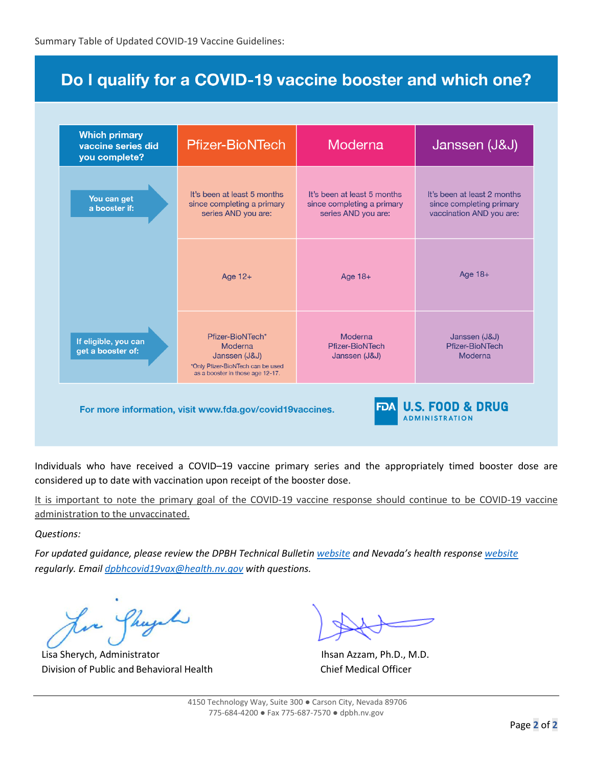Summary Table of Updated COVID-19 Vaccine Guidelines:

## Do I qualify for a COVID-19 vaccine booster and which one?

| Which primary vaccine series did you complete? | Pfizer-BioNTech | Moderna | Janssen (J&J) |
|---|---|---|---|
| You can get a booster if: | It's been at least 5 months since completing a primary series AND you are: | It's been at least 5 months since completing a primary series AND you are: | It's been at least 2 months since completing primary vaccination AND you are: |
| | Age 12+ | Age 18+ | Age 18+ |
| If eligible, you can get a booster of: | Pfizer-BioNTech* Moderna Janssen (J&J) *Only Pfizer-BioNTech can be used as a booster in those age 12-17. | Moderna Pfizer-BioNTech Janssen (J&J) | Janssen (J&J) Pfizer-BioNTech Moderna |

For more information, visit www.fda.gov/covid19vaccines.

FDA U.S. FOOD & DRUG ADMINISTRATION

Individuals who have received a COVID–19 vaccine primary series and the appropriately timed booster dose are considered up to date with vaccination upon receipt of the booster dose.

It is important to note the primary goal of the COVID-19 vaccine response should continue to be COVID-19 vaccine administration to the unvaccinated.

*Questions:*

*For updated guidance, please review the DPBH Technical Bulletin website and Nevada's health response website regularly. Email dpbhcovid19vax@health.nv.gov with questions.*

Lisa Sherych, Administrator
Division of Public and Behavioral Health

Ihsan Azzam, Ph.D., M.D.
Chief Medical Officer

4150 Technology Way, Suite 300 ● Carson City, Nevada 89706
775-684-4200 ● Fax 775-687-7570 ● dpbh.nv.gov